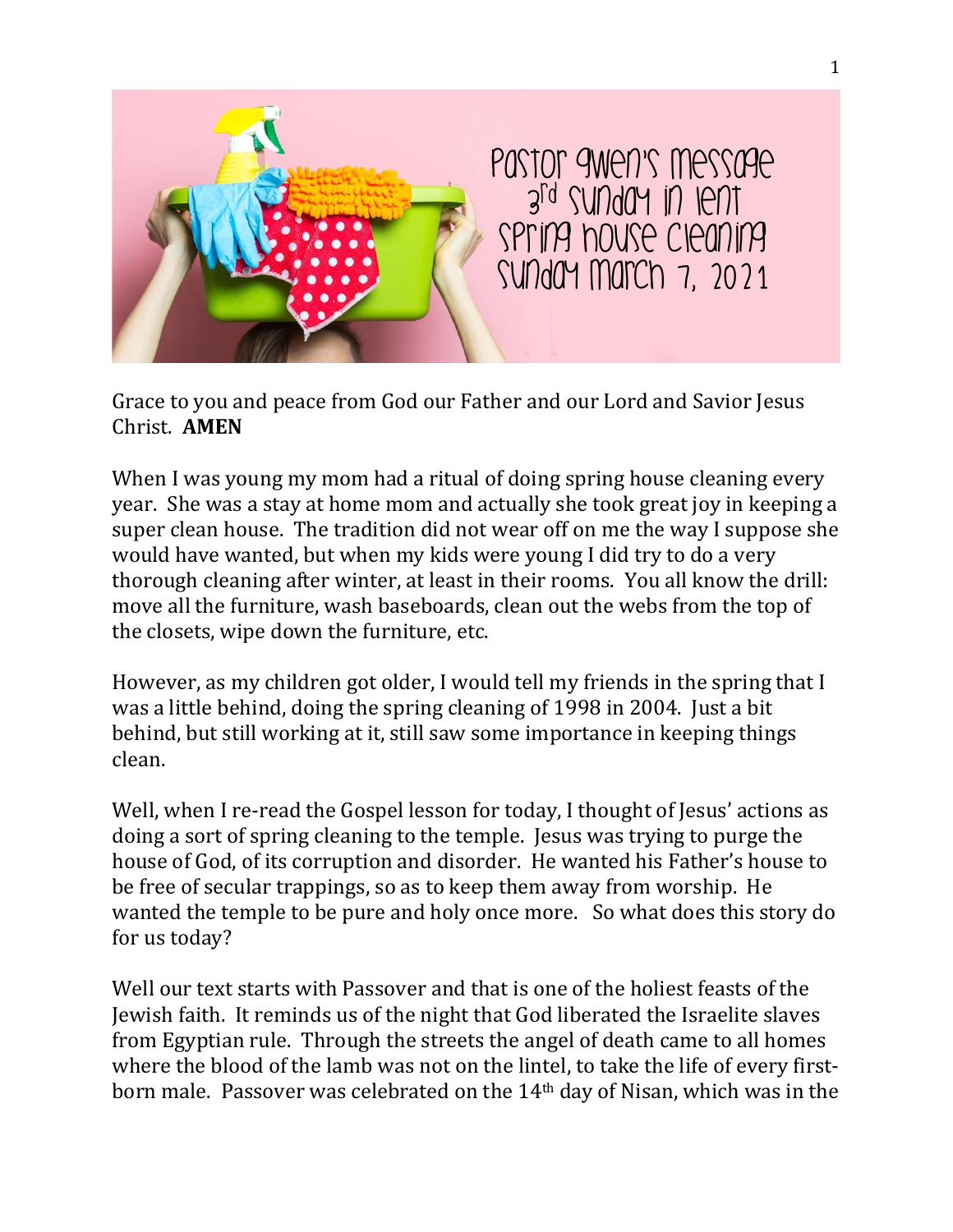# Pastor Gwen's Message
## 3rd Sunday in Lent
## Spring House Cleaning
## Sunday March 7, 2021

Grace to you and peace from God our Father and our Lord and Savior Jesus Christ. **AMEN**

When I was young my mom had a ritual of doing spring house cleaning every year. She was a stay at home mom and actually she took great joy in keeping a super clean house. The tradition did not wear off on me the way I suppose she would have wanted, but when my kids were young I did try to do a very thorough cleaning after winter, at least in their rooms. You all know the drill: move all the furniture, wash baseboards, clean out the webs from the top of the closets, wipe down the furniture, etc.

However, as my children got older, I would tell my friends in the spring that I was a little behind, doing the spring cleaning of 1998 in 2004. Just a bit behind, but still working at it, still saw some importance in keeping things clean.

Well, when I re-read the Gospel lesson for today, I thought of Jesus' actions as doing a sort of spring cleaning to the temple. Jesus was trying to purge the house of God, of its corruption and disorder. He wanted his Father's house to be free of secular trappings, so as to keep them away from worship. He wanted the temple to be pure and holy once more. So what does this story do for us today?

Well our text starts with Passover and that is one of the holiest feasts of the Jewish faith. It reminds us of the night that God liberated the Israelite slaves from Egyptian rule. Through the streets the angel of death came to all homes where the blood of the lamb was not on the lintel, to take the life of every first-born male. Passover was celebrated on the 14th day of Nisan, which was in the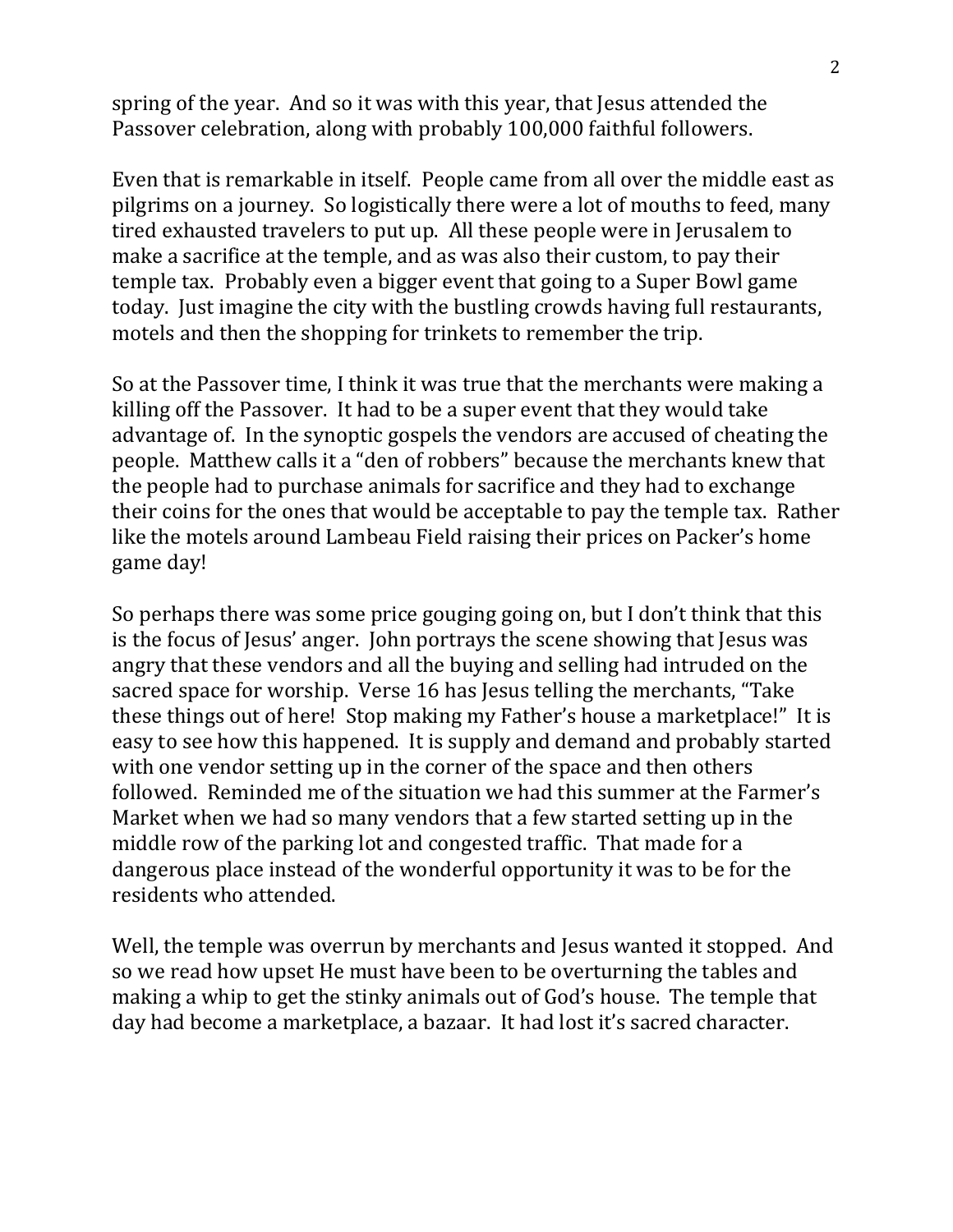spring of the year. And so it was with this year, that Jesus attended the Passover celebration, along with probably 100,000 faithful followers.

Even that is remarkable in itself. People came from all over the middle east as pilgrims on a journey. So logistically there were a lot of mouths to feed, many tired exhausted travelers to put up. All these people were in Jerusalem to make a sacrifice at the temple, and as was also their custom, to pay their temple tax. Probably even a bigger event that going to a Super Bowl game today. Just imagine the city with the bustling crowds having full restaurants, motels and then the shopping for trinkets to remember the trip.

So at the Passover time, I think it was true that the merchants were making a killing off the Passover. It had to be a super event that they would take advantage of. In the synoptic gospels the vendors are accused of cheating the people. Matthew calls it a "den of robbers" because the merchants knew that the people had to purchase animals for sacrifice and they had to exchange their coins for the ones that would be acceptable to pay the temple tax. Rather like the motels around Lambeau Field raising their prices on Packer's home game day!

So perhaps there was some price gouging going on, but I don't think that this is the focus of Jesus' anger. John portrays the scene showing that Jesus was angry that these vendors and all the buying and selling had intruded on the sacred space for worship. Verse 16 has Jesus telling the merchants, "Take these things out of here! Stop making my Father's house a marketplace!" It is easy to see how this happened. It is supply and demand and probably started with one vendor setting up in the corner of the space and then others followed. Reminded me of the situation we had this summer at the Farmer's Market when we had so many vendors that a few started setting up in the middle row of the parking lot and congested traffic. That made for a dangerous place instead of the wonderful opportunity it was to be for the residents who attended.

Well, the temple was overrun by merchants and Jesus wanted it stopped. And so we read how upset He must have been to be overturning the tables and making a whip to get the stinky animals out of God's house. The temple that day had become a marketplace, a bazaar. It had lost it's sacred character.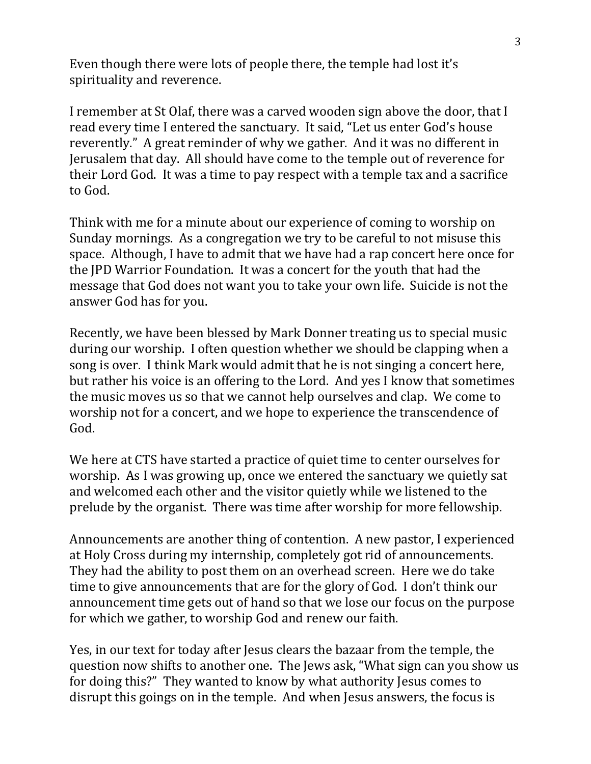Even though there were lots of people there, the temple had lost it's spirituality and reverence.

I remember at St Olaf, there was a carved wooden sign above the door, that I read every time I entered the sanctuary. It said, "Let us enter God's house reverently." A great reminder of why we gather. And it was no different in Jerusalem that day. All should have come to the temple out of reverence for their Lord God. It was a time to pay respect with a temple tax and a sacrifice to God.

Think with me for a minute about our experience of coming to worship on Sunday mornings. As a congregation we try to be careful to not misuse this space. Although, I have to admit that we have had a rap concert here once for the JPD Warrior Foundation. It was a concert for the youth that had the message that God does not want you to take your own life. Suicide is not the answer God has for you.

Recently, we have been blessed by Mark Donner treating us to special music during our worship. I often question whether we should be clapping when a song is over. I think Mark would admit that he is not singing a concert here, but rather his voice is an offering to the Lord. And yes I know that sometimes the music moves us so that we cannot help ourselves and clap. We come to worship not for a concert, and we hope to experience the transcendence of God.

We here at CTS have started a practice of quiet time to center ourselves for worship. As I was growing up, once we entered the sanctuary we quietly sat and welcomed each other and the visitor quietly while we listened to the prelude by the organist. There was time after worship for more fellowship.

Announcements are another thing of contention. A new pastor, I experienced at Holy Cross during my internship, completely got rid of announcements. They had the ability to post them on an overhead screen. Here we do take time to give announcements that are for the glory of God. I don't think our announcement time gets out of hand so that we lose our focus on the purpose for which we gather, to worship God and renew our faith.

Yes, in our text for today after Jesus clears the bazaar from the temple, the question now shifts to another one. The Jews ask, "What sign can you show us for doing this?" They wanted to know by what authority Jesus comes to disrupt this goings on in the temple. And when Jesus answers, the focus is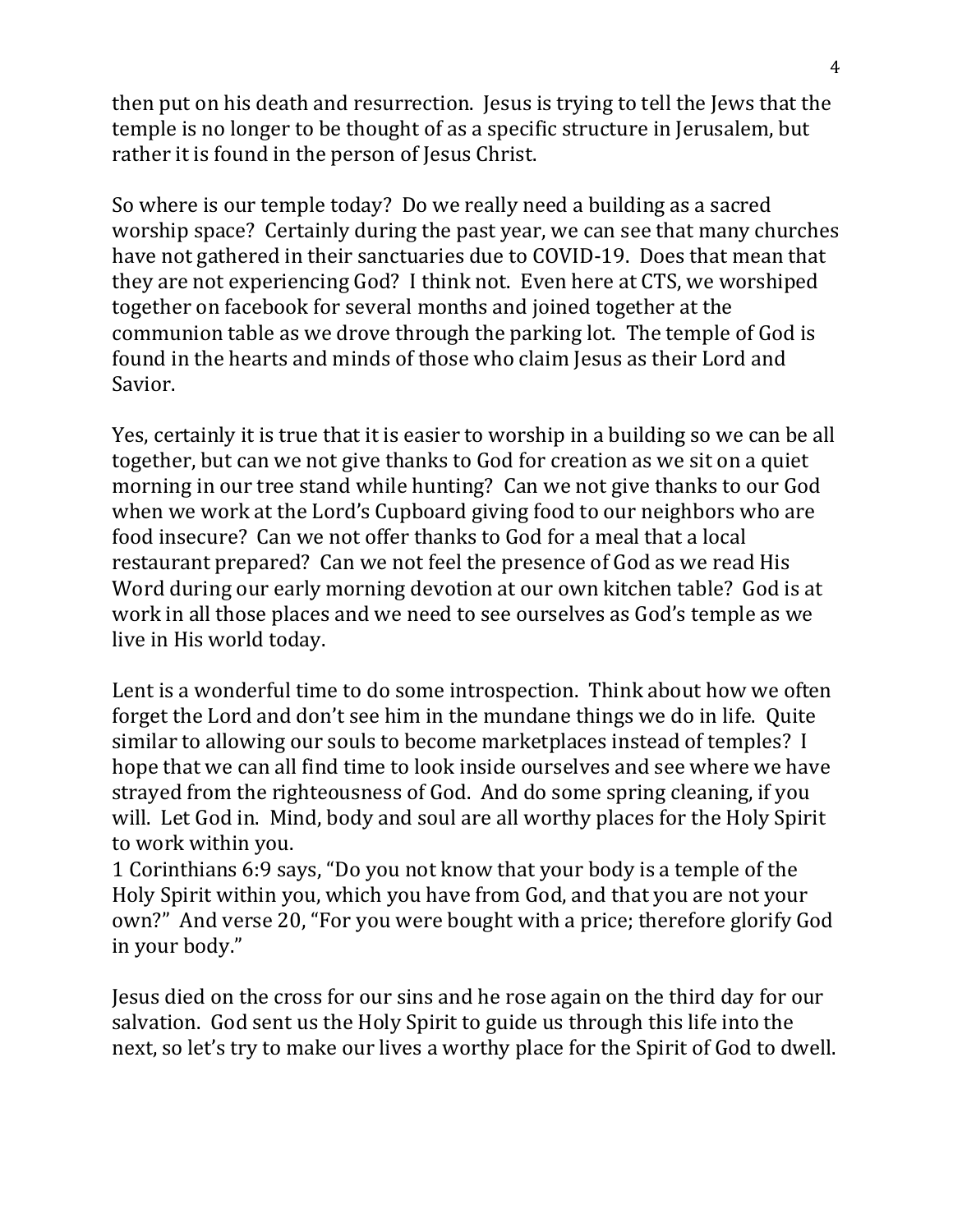then put on his death and resurrection. Jesus is trying to tell the Jews that the temple is no longer to be thought of as a specific structure in Jerusalem, but rather it is found in the person of Jesus Christ.

So where is our temple today? Do we really need a building as a sacred worship space? Certainly during the past year, we can see that many churches have not gathered in their sanctuaries due to COVID-19. Does that mean that they are not experiencing God? I think not. Even here at CTS, we worshiped together on facebook for several months and joined together at the communion table as we drove through the parking lot. The temple of God is found in the hearts and minds of those who claim Jesus as their Lord and Savior.

Yes, certainly it is true that it is easier to worship in a building so we can be all together, but can we not give thanks to God for creation as we sit on a quiet morning in our tree stand while hunting? Can we not give thanks to our God when we work at the Lord's Cupboard giving food to our neighbors who are food insecure? Can we not offer thanks to God for a meal that a local restaurant prepared? Can we not feel the presence of God as we read His Word during our early morning devotion at our own kitchen table? God is at work in all those places and we need to see ourselves as God's temple as we live in His world today.

Lent is a wonderful time to do some introspection. Think about how we often forget the Lord and don't see him in the mundane things we do in life. Quite similar to allowing our souls to become marketplaces instead of temples? I hope that we can all find time to look inside ourselves and see where we have strayed from the righteousness of God. And do some spring cleaning, if you will. Let God in. Mind, body and soul are all worthy places for the Holy Spirit to work within you.
1 Corinthians 6:9 says, "Do you not know that your body is a temple of the Holy Spirit within you, which you have from God, and that you are not your own?" And verse 20, "For you were bought with a price; therefore glorify God in your body."

Jesus died on the cross for our sins and he rose again on the third day for our salvation. God sent us the Holy Spirit to guide us through this life into the next, so let's try to make our lives a worthy place for the Spirit of God to dwell.